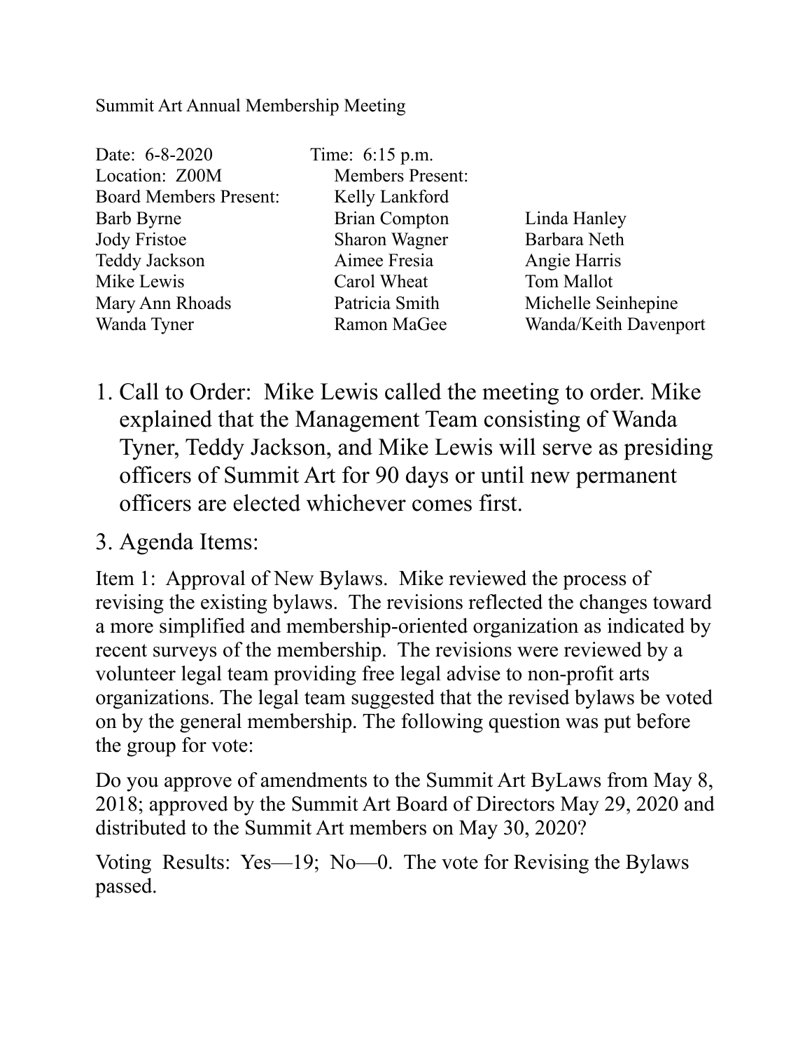Summit Art Annual Membership Meeting

Date: 6-8-2020 Time: 6:15 p.m.
Location: Z00M

| Board Members Present: | Members Present: | |
|---|---|---|
| | Kelly Lankford | |
| Barb Byrne | Brian Compton | Linda Hanley |
| Jody Fristoe | Sharon Wagner | Barbara Neth |
| Teddy Jackson | Aimee Fresia | Angie Harris |
| Mike Lewis | Carol Wheat | Tom Mallot |
| Mary Ann Rhoads | Patricia Smith | Michelle Seinhepine |
| Wanda Tyner | Ramon MaGee | Wanda/Keith Davenport |

1. Call to Order: Mike Lewis called the meeting to order. Mike explained that the Management Team consisting of Wanda Tyner, Teddy Jackson, and Mike Lewis will serve as presiding officers of Summit Art for 90 days or until new permanent officers are elected whichever comes first.

3. Agenda Items:

Item 1: Approval of New Bylaws. Mike reviewed the process of revising the existing bylaws. The revisions reflected the changes toward a more simplified and membership-oriented organization as indicated by recent surveys of the membership. The revisions were reviewed by a volunteer legal team providing free legal advise to non-profit arts organizations. The legal team suggested that the revised bylaws be voted on by the general membership. The following question was put before the group for vote:

Do you approve of amendments to the Summit Art ByLaws from May 8, 2018; approved by the Summit Art Board of Directors May 29, 2020 and distributed to the Summit Art members on May 30, 2020?

Voting Results: Yes—19; No—0. The vote for Revising the Bylaws passed.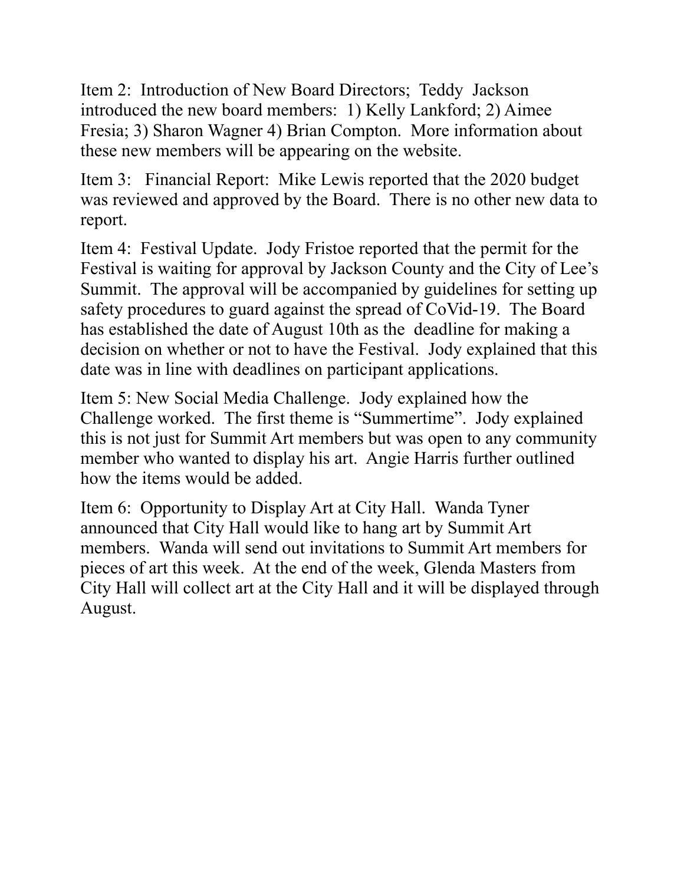Item 2: Introduction of New Board Directors; Teddy Jackson introduced the new board members: 1) Kelly Lankford; 2) Aimee Fresia; 3) Sharon Wagner 4) Brian Compton. More information about these new members will be appearing on the website.

Item 3: Financial Report: Mike Lewis reported that the 2020 budget was reviewed and approved by the Board. There is no other new data to report.

Item 4: Festival Update. Jody Fristoe reported that the permit for the Festival is waiting for approval by Jackson County and the City of Lee's Summit. The approval will be accompanied by guidelines for setting up safety procedures to guard against the spread of CoVid-19. The Board has established the date of August 10th as the deadline for making a decision on whether or not to have the Festival. Jody explained that this date was in line with deadlines on participant applications.

Item 5: New Social Media Challenge. Jody explained how the Challenge worked. The first theme is "Summertime". Jody explained this is not just for Summit Art members but was open to any community member who wanted to display his art. Angie Harris further outlined how the items would be added.

Item 6: Opportunity to Display Art at City Hall. Wanda Tyner announced that City Hall would like to hang art by Summit Art members. Wanda will send out invitations to Summit Art members for pieces of art this week. At the end of the week, Glenda Masters from City Hall will collect art at the City Hall and it will be displayed through August.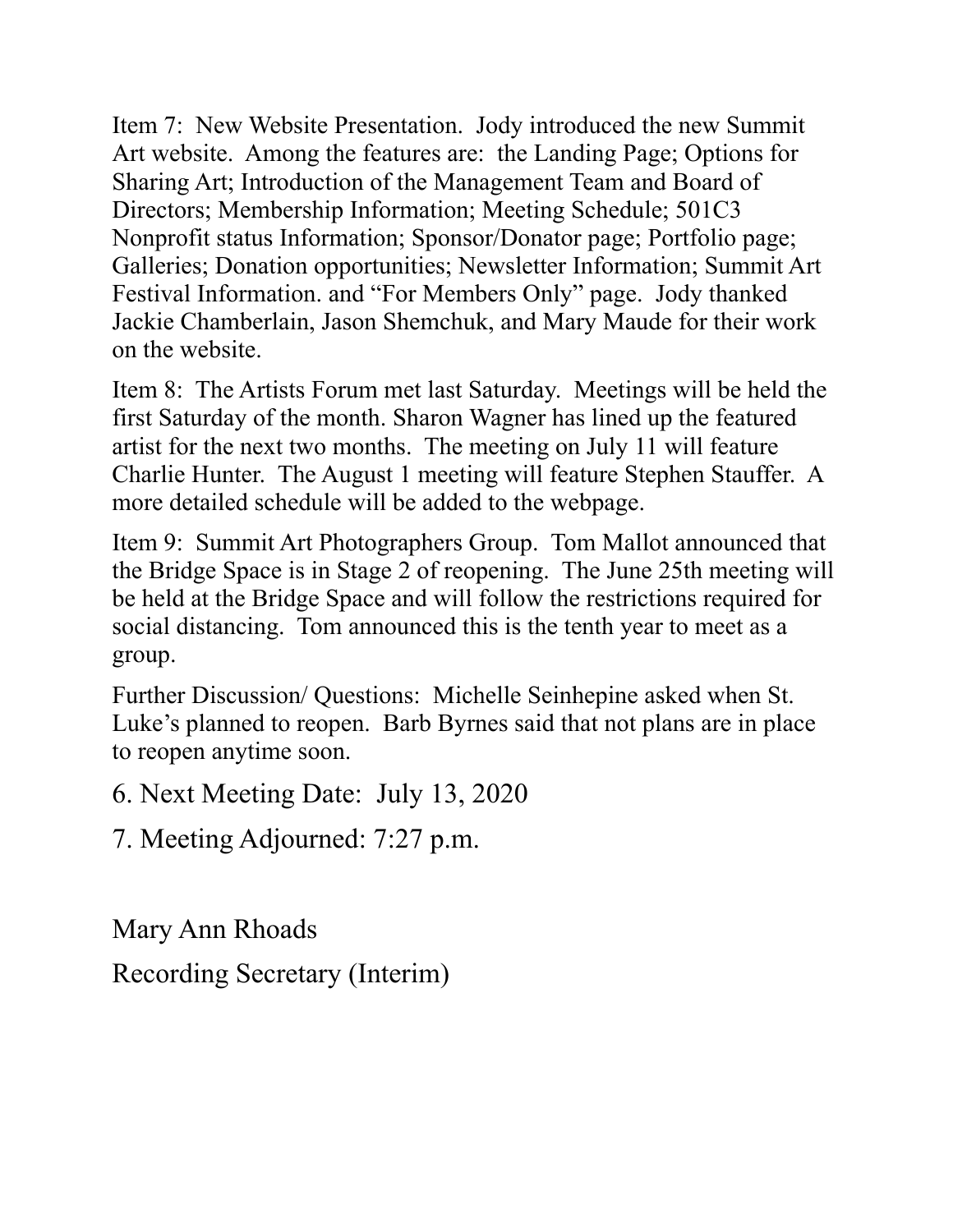Item 7: New Website Presentation. Jody introduced the new Summit Art website. Among the features are: the Landing Page; Options for Sharing Art; Introduction of the Management Team and Board of Directors; Membership Information; Meeting Schedule; 501C3 Nonprofit status Information; Sponsor/Donator page; Portfolio page; Galleries; Donation opportunities; Newsletter Information; Summit Art Festival Information. and "For Members Only" page. Jody thanked Jackie Chamberlain, Jason Shemchuk, and Mary Maude for their work on the website.

Item 8: The Artists Forum met last Saturday. Meetings will be held the first Saturday of the month. Sharon Wagner has lined up the featured artist for the next two months. The meeting on July 11 will feature Charlie Hunter. The August 1 meeting will feature Stephen Stauffer. A more detailed schedule will be added to the webpage.

Item 9: Summit Art Photographers Group. Tom Mallot announced that the Bridge Space is in Stage 2 of reopening. The June 25th meeting will be held at the Bridge Space and will follow the restrictions required for social distancing. Tom announced this is the tenth year to meet as a group.

Further Discussion/ Questions: Michelle Seinhepine asked when St. Luke's planned to reopen. Barb Byrnes said that not plans are in place to reopen anytime soon.

6. Next Meeting Date: July 13, 2020

7. Meeting Adjourned: 7:27 p.m.

Mary Ann Rhoads

Recording Secretary (Interim)